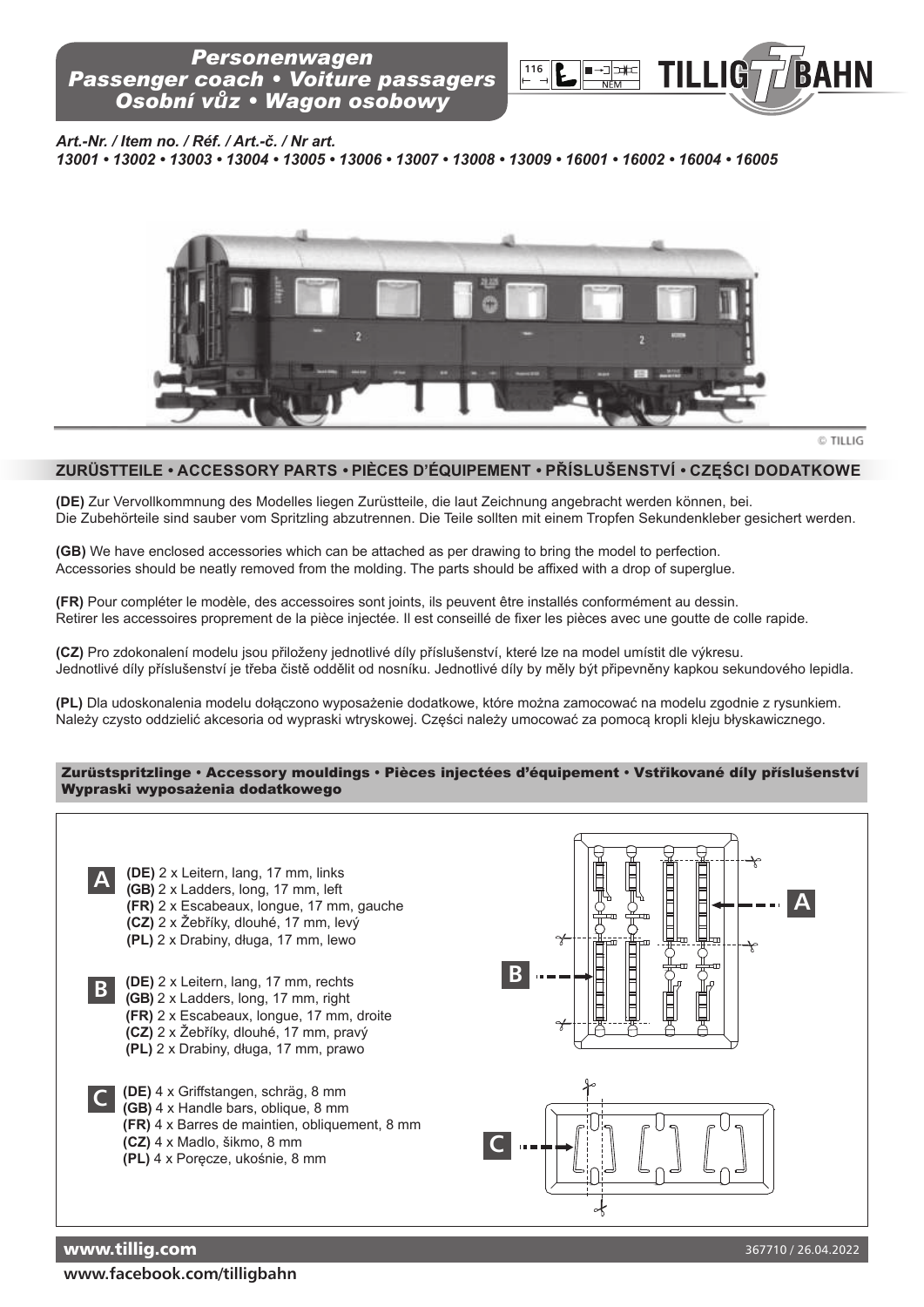# Personenwagen
# Passenger coach • Voiture passagers
# Osobní vůz • Wagon osobowy

TILLIG BAHN

*Art.-Nr. / Item no. / Réf. / Art.-č. / Nr art.*
*13001 • 13002 • 13003 • 13004 • 13005 • 13006 • 13007 • 13008 • 13009 • 16001 • 16002 • 16004 • 16005*

© TILLIG

## ZURÜSTTEILE • ACCESSORY PARTS • PIÈCES D'ÉQUIPEMENT • PŘÍSLUŠENSTVÍ • CZĘŚCI DODATKOWE

**(DE)** Zur Vervollkommnung des Modelles liegen Zurüstteile, die laut Zeichnung angebracht werden können, bei.
Die Zubehörteile sind sauber vom Spritzling abzutrennen. Die Teile sollten mit einem Tropfen Sekundenkleber gesichert werden.

**(GB)** We have enclosed accessories which can be attached as per drawing to bring the model to perfection.
Accessories should be neatly removed from the molding. The parts should be affixed with a drop of superglue.

**(FR)** Pour compléter le modèle, des accessoires sont joints, ils peuvent être installés conformément au dessin.
Retirer les accessoires proprement de la pièce injectée. Il est conseillé de fixer les pièces avec une goutte de colle rapide.

**(CZ)** Pro zdokonalení modelu jsou přiloženy jednotlivé díly příslušenství, které lze na model umístit dle výkresu.
Jednotlivé díly příslušenství je třeba čistě oddělit od nosníku. Jednotlivé díly by měly být připevněny kapkou sekundového lepidla.

**(PL)** Dla udoskonalenia modelu dołączono wyposażenie dodatkowe, które można zamocować na modelu zgodnie z rysunkiem.
Należy czysto oddzielić akcesoria od wypraski wtryskowej. Części należy umocować za pomocą kropli kleju błyskawicznego.

### Zurüstspritzlinge • Accessory mouldings • Pièces injectées d'équipement • Vstřikované díly příslušenství • Wypraski wyposażenia dodatkowego

**A**
**(DE)** 2 x Leitern, lang, 17 mm, links
**(GB)** 2 x Ladders, long, 17 mm, left
**(FR)** 2 x Escabeaux, longue, 17 mm, gauche
**(CZ)** 2 x Žebříky, dlouhé, 17 mm, levý
**(PL)** 2 x Drabiny, długa, 17 mm, lewo

**B**
**(DE)** 2 x Leitern, lang, 17 mm, rechts
**(GB)** 2 x Ladders, long, 17 mm, right
**(FR)** 2 x Escabeaux, longue, 17 mm, droite
**(CZ)** 2 x Žebříky, dlouhé, 17 mm, pravý
**(PL)** 2 x Drabiny, długa, 17 mm, prawo

**C**
**(DE)** 4 x Griffstangen, schräg, 8 mm
**(GB)** 4 x Handle bars, oblique, 8 mm
**(FR)** 4 x Barres de maintien, obliquement, 8 mm
**(CZ)** 4 x Madlo, šikmo, 8 mm
**(PL)** 4 x Poręcze, ukośnie, 8 mm

www.tillig.com

367710 / 26.04.2022

www.facebook.com/tilligbahn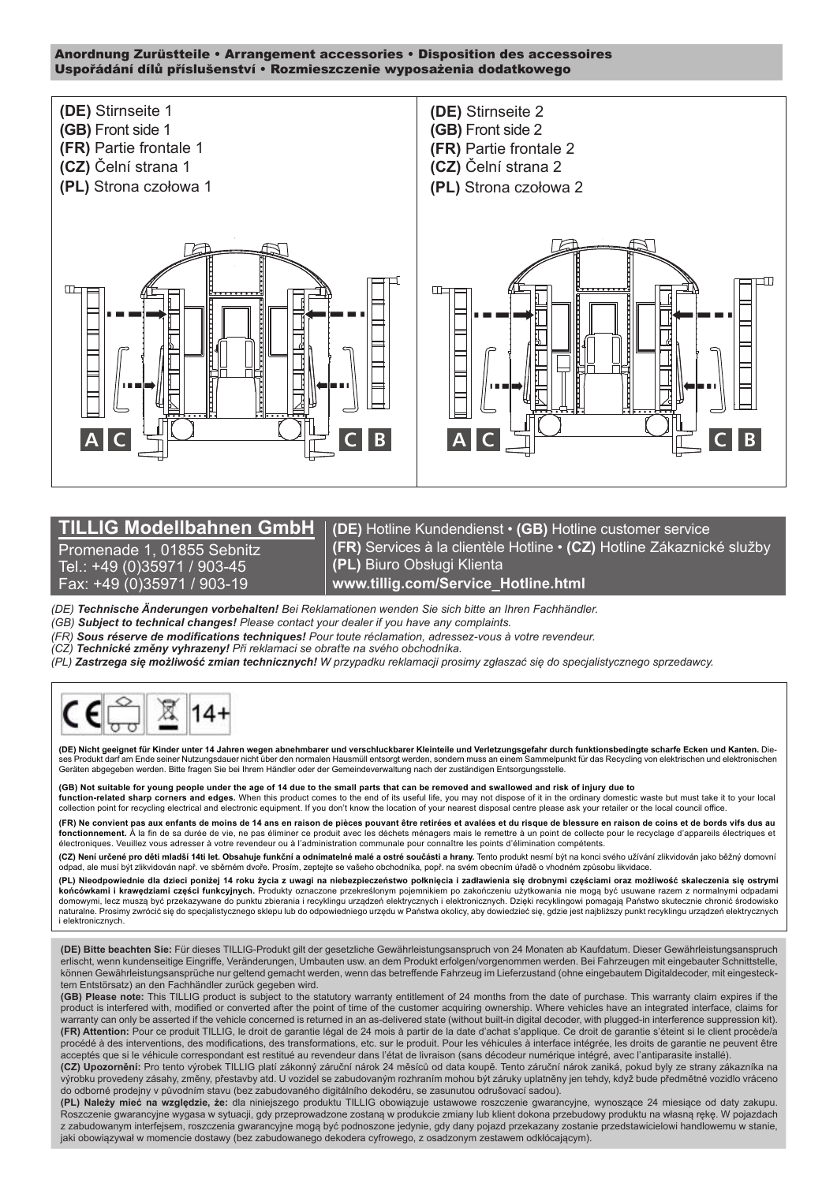**Anordnung Zurüstteile • Arrangement accessories • Disposition des accessoires**
**Uspořádání dílů příslušenství • Rozmieszczenie wyposażenia dodatkowego**

**(DE)** Stirnseite 1
**(GB)** Front side 1
**(FR)** Partie frontale 1
**(CZ)** Čelní strana 1
**(PL)** Strona czołowa 1

A C C B

**(DE)** Stirnseite 2
**(GB)** Front side 2
**(FR)** Partie frontale 2
**(CZ)** Čelní strana 2
**(PL)** Strona czołowa 2

A C C B

**TILLIG Modellbahnen GmbH**
Promenade 1, 01855 Sebnitz
Tel.: +49 (0)35971 / 903-45
Fax: +49 (0)35971 / 903-19

**(DE)** Hotline Kundendienst • **(GB)** Hotline customer service
**(FR)** Services à la clientèle Hotline • **(CZ)** Hotline Zákaznické služby
**(PL)** Biuro Obsługi Klienta
**www.tillig.com/Service_Hotline.html**

*(DE) **Technische Änderungen vorbehalten!** Bei Reklamationen wenden Sie sich bitte an Ihren Fachhändler.*
*(GB) **Subject to technical changes!** Please contact your dealer if you have any complaints.*
*(FR) **Sous réserve de modifications techniques!** Pour toute réclamation, adressez-vous à votre revendeur.*
*(CZ) **Technické změny vyhrazeny!** Při reklamaci se obraťte na svého obchodníka.*
*(PL) **Zastrzega się możliwość zmian technicznych!** W przypadku reklamacji prosimy zgłaszać się do specjalistycznego sprzedawcy.*

CE 14+

**(DE) Nicht geeignet für Kinder unter 14 Jahren wegen abnehmbarer und verschluckbarer Kleinteile und Verletzungsgefahr durch funktionsbedingte scharfe Ecken und Kanten.** Dieses Produkt darf am Ende seiner Nutzungsdauer nicht über den normalen Hausmüll entsorgt werden, sondern muss an einem Sammelpunkt für das Recycling von elektrischen und elektronischen Geräten abgegeben werden. Bitte fragen Sie bei Ihrem Händler oder der Gemeindeverwaltung nach der zuständigen Entsorgungsstelle.

**(GB) Not suitable for young people under the age of 14 due to the small parts that can be removed and swallowed and risk of injury due to function-related sharp corners and edges.** When this product comes to the end of its useful life, you may not dispose of it in the ordinary domestic waste but must take it to your local collection point for recycling electrical and electronic equipment. If you don't know the location of your nearest disposal centre please ask your retailer or the local council office.

**(FR) Ne convient pas aux enfants de moins de 14 ans en raison de pièces pouvant être retirées et avalées et du risque de blessure en raison de coins et de bords vifs dus au fonctionnement.** À la fin de sa durée de vie, ne pas éliminer ce produit avec les déchets ménagers mais le remettre à un point de collecte pour le recyclage d'appareils électriques et électroniques. Veuillez vous adresser à votre revendeur ou à l'administration communale pour connaître les points d'élimination compétents.

**(CZ) Není určené pro děti mladší 14ti let. Obsahuje funkční a odnímatelné malé a ostré součásti a hrany.** Tento produkt nesmí být na konci svého užívání zlikvidován jako běžný domovní odpad, ale musí být zlikvidován např. ve sběrném dvoře. Prosím, zeptejte se vašeho obchodníka, popř. na svém obecním úřadě o vhodném způsobu likvidace.

**(PL) Nieodpowiednie dla dzieci poniżej 14 roku życia z uwagi na niebezpieczeństwo połknięcia i zadławienia się drobnymi częściami oraz możliwość skaleczenia się ostrymi końcówkami i krawędziami części funkcyjnych.** Produkty oznaczone przekreślonym pojemnikiem po zakończeniu użytkowania nie mogą być usuwane razem z normalnymi odpadami domowymi, lecz muszą być przekazywane do punktu zbierania i recyklingu urządzeń elektrycznych i elektronicznych. Dzięki recyklingowi pomagają Państwo skutecznie chronić środowisko naturalne. Prosimy zwrócić się do specjalistycznego sklepu lub do odpowiedniego urzędu w Państwa okolicy, aby dowiedzieć się, gdzie jest najbliższy punkt recyklingu urządzeń elektrycznych i elektronicznych.

**(DE) Bitte beachten Sie:** Für dieses TILLIG-Produkt gilt der gesetzliche Gewährleistungsanspruch von 24 Monaten ab Kaufdatum. Dieser Gewährleistungsanspruch erlischt, wenn kundenseitige Eingriffe, Veränderungen, Umbauten usw. an dem Produkt erfolgen/vorgenommen werden. Bei Fahrzeugen mit eingebauter Schnittstelle, können Gewährleistungsansprüche nur geltend gemacht werden, wenn das betreffende Fahrzeug im Lieferzustand (ohne eingebautem Digitaldecoder, mit eingestecktem Entstörsatz) an den Fachhändler zurück gegeben wird.
**(GB) Please note:** This TILLIG product is subject to the statutory warranty entitlement of 24 months from the date of purchase. This warranty claim expires if the product is interfered with, modified or converted after the point of time of the customer acquiring ownership. Where vehicles have an integrated interface, claims for warranty can only be asserted if the vehicle concerned is returned in an as-delivered state (without built-in digital decoder, with plugged-in interference suppression kit).
**(FR) Attention:** Pour ce produit TILLIG, le droit de garantie légal de 24 mois à partir de la date d'achat s'applique. Ce droit de garantie s'éteint si le client procède/a procédé à des interventions, des modifications, des transformations, etc. sur le produit. Pour les véhicules à interface intégrée, les droits de garantie ne peuvent être acceptés que si le véhicule correspondant est restitué au revendeur dans l'état de livraison (sans décodeur numérique intégré, avec l'antiparasite installé).
**(CZ) Upozornění:** Pro tento výrobek TILLIG platí zákonný záruční nárok 24 měsíců od data koupě. Tento záruční nárok zaniká, pokud byly ze strany zákazníka na výrobku provedeny zásahy, změny, přestavby atd. U vozidel se zabudovaným rozhraním mohou být záruky uplatněny jen tehdy, když bude předmětné vozidlo vráceno do odborné prodejny v původním stavu (bez zabudovaného digitálního dekodéru, se zasunutou odrušovací sadou).
**(PL) Należy mieć na względzie, że:** dla niniejszego produktu TILLIG obowiązuje ustawowe roszczenie gwarancyjne, wynoszące 24 miesiące od daty zakupu. Roszczenie gwarancyjne wygasa w sytuacji, gdy przeprowadzone zostaną w produkcie zmiany lub klient dokona przebudowy produktu na własną rękę. W pojazdach z zabudowanym interfejsem, roszczenia gwarancyjne mogą być podnoszone jedynie, gdy dany pojazd przekazany zostanie przedstawicielowi handlowemu w stanie, jaki obowiązywał w momencie dostawy (bez zabudowanego dekodera cyfrowego, z osadzonym zestawem odkłócającym).